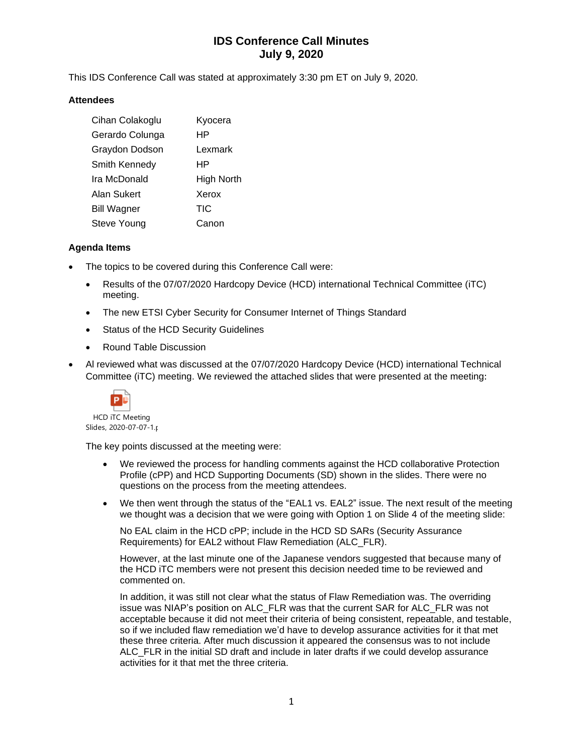# IDS Conference Call Minutes
# July 9, 2020

This IDS Conference Call was stated at approximately 3:30 pm ET on July 9, 2020.

### Attendees

| | |
|---|---|
| Cihan Colakoglu | Kyocera |
| Gerardo Colunga | HP |
| Graydon Dodson | Lexmark |
| Smith Kennedy | HP |
| Ira McDonald | High North |
| Alan Sukert | Xerox |
| Bill Wagner | TIC |
| Steve Young | Canon |

### Agenda Items

- The topics to be covered during this Conference Call were:
  - Results of the 07/07/2020 Hardcopy Device (HCD) international Technical Committee (iTC) meeting.
  - The new ETSI Cyber Security for Consumer Internet of Things Standard
  - Status of the HCD Security Guidelines
  - Round Table Discussion
- Al reviewed what was discussed at the 07/07/2020 Hardcopy Device (HCD) international Technical Committee (iTC) meeting. We reviewed the attached slides that were presented at the meeting:

  HCD iTC Meeting Slides, 2020-07-07-1.p

  The key points discussed at the meeting were:

  - We reviewed the process for handling comments against the HCD collaborative Protection Profile (cPP) and HCD Supporting Documents (SD) shown in the slides. There were no questions on the process from the meeting attendees.
  - We then went through the status of the "EAL1 vs. EAL2" issue. The next result of the meeting we thought was a decision that we were going with Option 1 on Slide 4 of the meeting slide:

    No EAL claim in the HCD cPP; include in the HCD SD SARs (Security Assurance Requirements) for EAL2 without Flaw Remediation (ALC_FLR).

    However, at the last minute one of the Japanese vendors suggested that because many of the HCD iTC members were not present this decision needed time to be reviewed and commented on.

    In addition, it was still not clear what the status of Flaw Remediation was. The overriding issue was NIAP's position on ALC_FLR was that the current SAR for ALC_FLR was not acceptable because it did not meet their criteria of being consistent, repeatable, and testable, so if we included flaw remediation we'd have to develop assurance activities for it that met these three criteria. After much discussion it appeared the consensus was to not include ALC_FLR in the initial SD draft and include in later drafts if we could develop assurance activities for it that met the three criteria.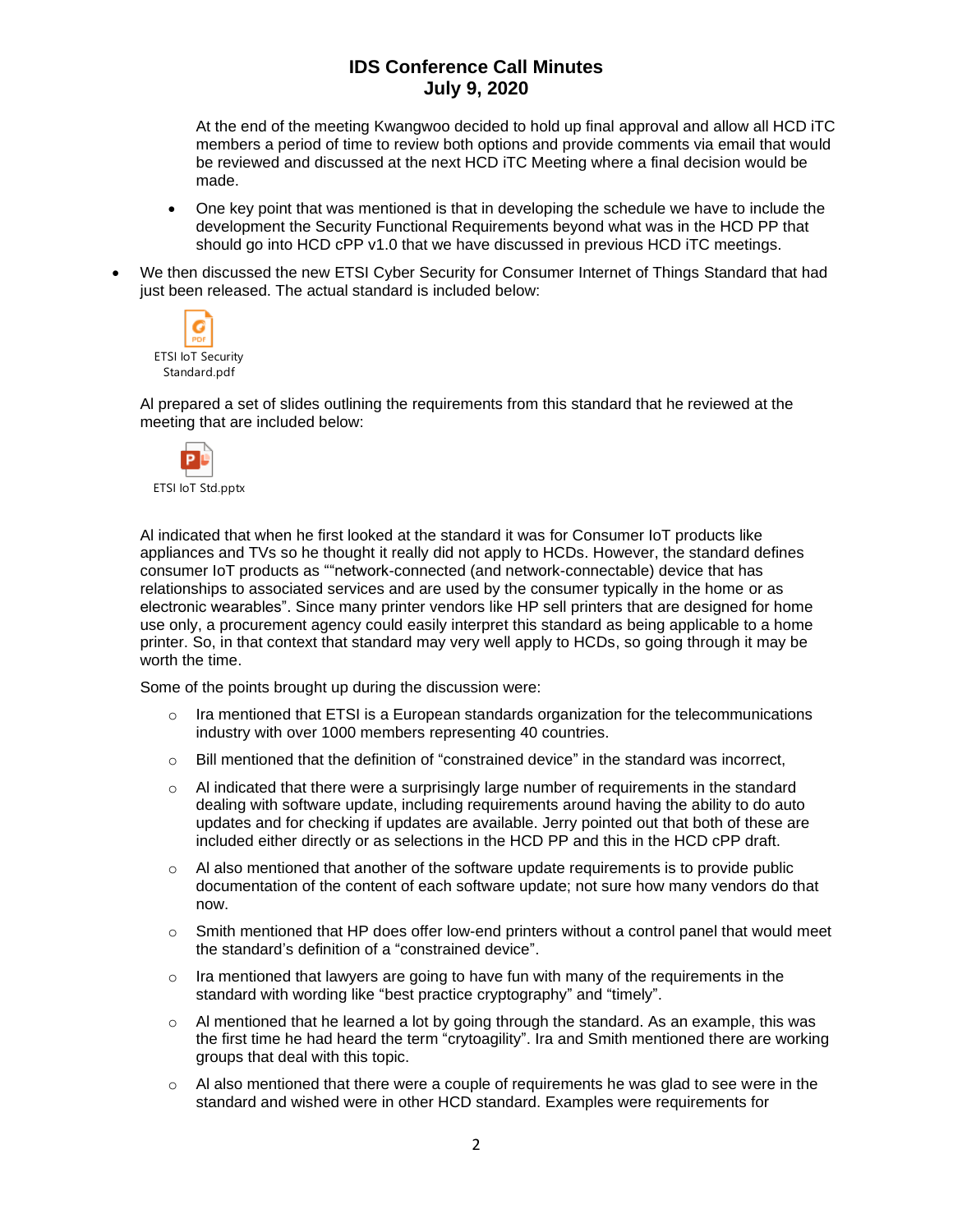At the end of the meeting Kwangwoo decided to hold up final approval and allow all HCD iTC members a period of time to review both options and provide comments via email that would be reviewed and discussed at the next HCD iTC Meeting where a final decision would be made.

- One key point that was mentioned is that in developing the schedule we have to include the development the Security Functional Requirements beyond what was in the HCD PP that should go into HCD cPP v1.0 that we have discussed in previous HCD iTC meetings.

- We then discussed the new ETSI Cyber Security for Consumer Internet of Things Standard that had just been released. The actual standard is included below:

  ETSI IoT Security Standard.pdf

  Al prepared a set of slides outlining the requirements from this standard that he reviewed at the meeting that are included below:

  ETSI IoT Std.pptx

  Al indicated that when he first looked at the standard it was for Consumer IoT products like appliances and TVs so he thought it really did not apply to HCDs. However, the standard defines consumer IoT products as ““network-connected (and network-connectable) device that has relationships to associated services and are used by the consumer typically in the home or as electronic wearables”. Since many printer vendors like HP sell printers that are designed for home use only, a procurement agency could easily interpret this standard as being applicable to a home printer. So, in that context that standard may very well apply to HCDs, so going through it may be worth the time.

  Some of the points brought up during the discussion were:

  - Ira mentioned that ETSI is a European standards organization for the telecommunications industry with over 1000 members representing 40 countries.
  - Bill mentioned that the definition of “constrained device” in the standard was incorrect,
  - Al indicated that there were a surprisingly large number of requirements in the standard dealing with software update, including requirements around having the ability to do auto updates and for checking if updates are available. Jerry pointed out that both of these are included either directly or as selections in the HCD PP and this in the HCD cPP draft.
  - Al also mentioned that another of the software update requirements is to provide public documentation of the content of each software update; not sure how many vendors do that now.
  - Smith mentioned that HP does offer low-end printers without a control panel that would meet the standard’s definition of a “constrained device”.
  - Ira mentioned that lawyers are going to have fun with many of the requirements in the standard with wording like “best practice cryptography” and “timely”.
  - Al mentioned that he learned a lot by going through the standard. As an example, this was the first time he had heard the term “crytoagility”. Ira and Smith mentioned there are working groups that deal with this topic.
  - Al also mentioned that there were a couple of requirements he was glad to see were in the standard and wished were in other HCD standard. Examples were requirements for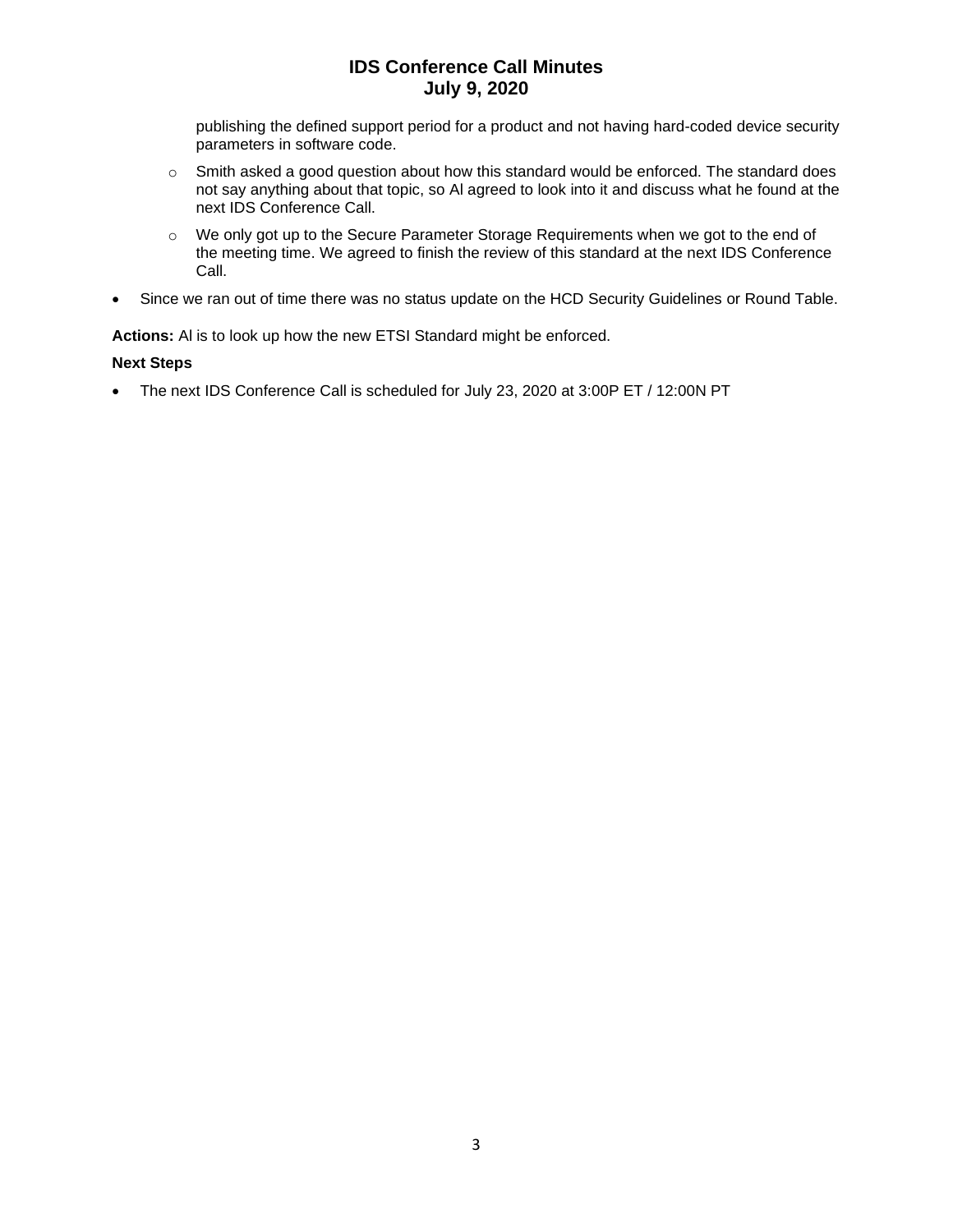publishing the defined support period for a product and not having hard-coded device security parameters in software code.

  - Smith asked a good question about how this standard would be enforced. The standard does not say anything about that topic, so Al agreed to look into it and discuss what he found at the next IDS Conference Call.
  - We only got up to the Secure Parameter Storage Requirements when we got to the end of the meeting time. We agreed to finish the review of this standard at the next IDS Conference Call.

- Since we ran out of time there was no status update on the HCD Security Guidelines or Round Table.

**Actions:** Al is to look up how the new ETSI Standard might be enforced.

**Next Steps**

- The next IDS Conference Call is scheduled for July 23, 2020 at 3:00P ET / 12:00N PT